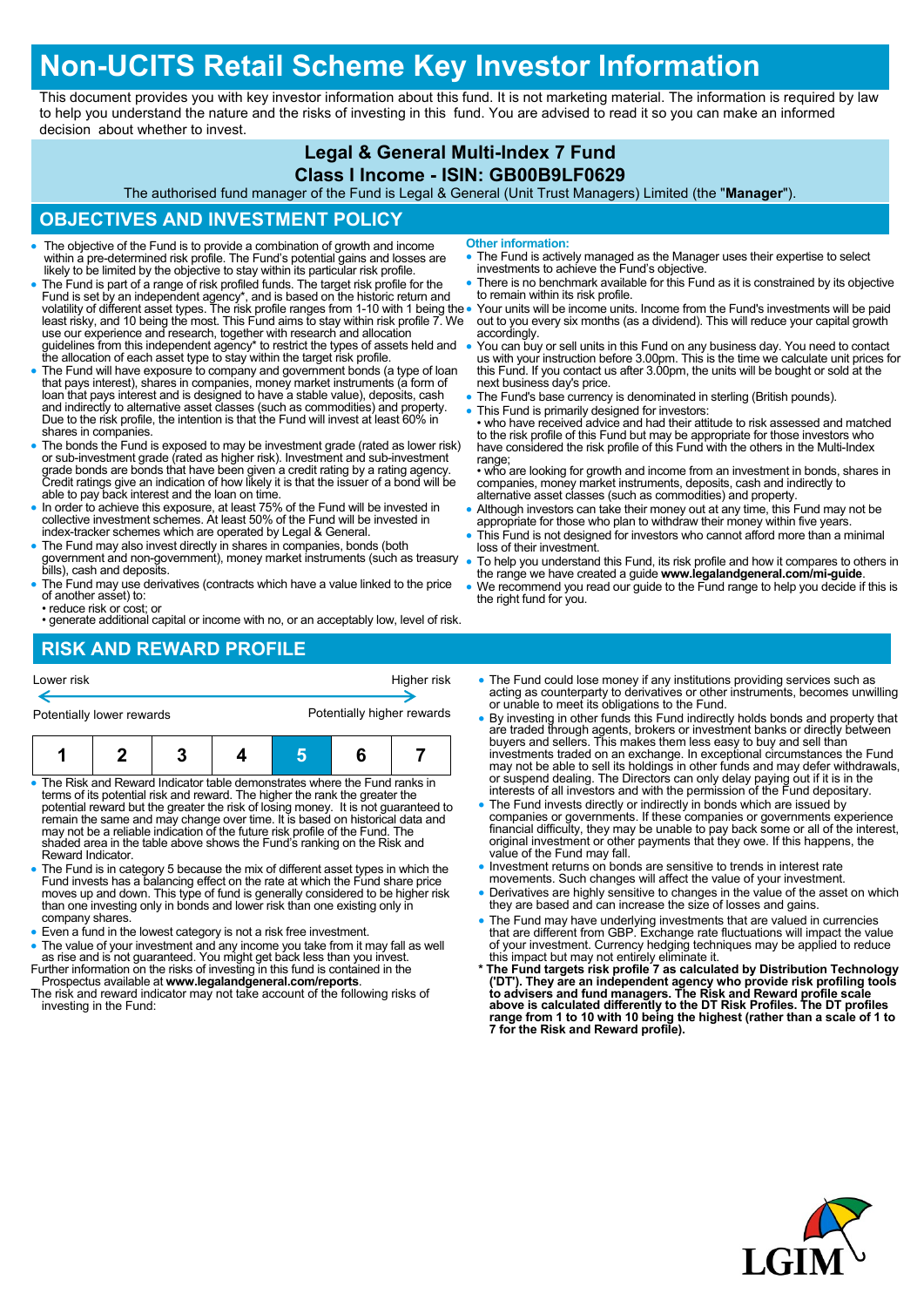# Non-UCITS Retail Scheme Key Investor Information

This document provides you with key investor information about this fund. It is not marketing material. The information is required by law to help you understand the nature and the risks of investing in this fund. You are advised to read it so you can make an informed decision about whether to invest.

## Legal & General Multi-Index 7 Fund
## Class I Income - ISIN: GB00B9LF0629

The authorised fund manager of the Fund is Legal & General (Unit Trust Managers) Limited (the "**Manager**").

## OBJECTIVES AND INVESTMENT POLICY

- The objective of the Fund is to provide a combination of growth and income within a pre-determined risk profile. The Fund's potential gains and losses are likely to be limited by the objective to stay within its particular risk profile.
- The Fund is part of a range of risk profiled funds. The target risk profile for the Fund is set by an independent agency*, and is based on the historic return and volatility of different asset types. The risk profile ranges from 1-10 with 1 being the least risky, and 10 being the most. This Fund aims to stay within risk profile 7. We use our experience and research, together with research and allocation guidelines from this independent agency* to restrict the types of assets held and the allocation of each asset type to stay within the target risk profile.
- The Fund will have exposure to company and government bonds (a type of loan that pays interest), shares in companies, money market instruments (a form of loan that pays interest and is designed to have a stable value), deposits, cash and indirectly to alternative asset classes (such as commodities) and property. Due to the risk profile, the intention is that the Fund will invest at least 60% in shares in companies.
- The bonds the Fund is exposed to may be investment grade (rated as lower risk) or sub-investment grade (rated as higher risk). Investment and sub-investment grade bonds are bonds that have been given a credit rating by a rating agency. Credit ratings give an indication of how likely it is that the issuer of a bond will be able to pay back interest and the loan on time.
- In order to achieve this exposure, at least 75% of the Fund will be invested in collective investment schemes. At least 50% of the Fund will be invested in index-tracker schemes which are operated by Legal & General.
- The Fund may also invest directly in shares in companies, bonds (both government and non-government), money market instruments (such as treasury bills), cash and deposits.
- The Fund may use derivatives (contracts which have a value linked to the price of another asset) to:
  - reduce risk or cost; or
  - generate additional capital or income with no, or an acceptably low, level of risk.

**Other information:**

- The Fund is actively managed as the Manager uses their expertise to select investments to achieve the Fund's objective.
- There is no benchmark available for this Fund as it is constrained by its objective to remain within its risk profile.
- Your units will be income units. Income from the Fund's investments will be paid out to you every six months (as a dividend). This will reduce your capital growth accordingly.
- You can buy or sell units in this Fund on any business day. You need to contact us with your instruction before 3.00pm. This is the time we calculate unit prices for this Fund. If you contact us after 3.00pm, the units will be bought or sold at the next business day's price.
- The Fund's base currency is denominated in sterling (British pounds).
- This Fund is primarily designed for investors:
  - who have received advice and had their attitude to risk assessed and matched to the risk profile of this Fund but may be appropriate for those investors who have considered the risk profile of this Fund with the others in the Multi-Index range;
  - who are looking for growth and income from an investment in bonds, shares in companies, money market instruments, deposits, cash and indirectly to alternative asset classes (such as commodities) and property.
- Although investors can take their money out at any time, this Fund may not be appropriate for those who plan to withdraw their money within five years.
- This Fund is not designed for investors who cannot afford more than a minimal loss of their investment.
- To help you understand this Fund, its risk profile and how it compares to others in the range we have created a guide **www.legalandgeneral.com/mi-guide**.
- We recommend you read our guide to the Fund range to help you decide if this is the right fund for you.

## RISK AND REWARD PROFILE

| Lower risk | | | | | | Higher risk |
|---|---|---|---|---|---|---|
| Potentially lower rewards | | | | | | Potentially higher rewards |
| 1 | 2 | 3 | 4 | **5** | 6 | 7 |

- The Risk and Reward Indicator table demonstrates where the Fund ranks in terms of its potential risk and reward. The higher the rank the greater the potential reward but the greater the risk of losing money. It is not guaranteed to remain the same and may change over time. It is based on historical data and may not be a reliable indication of the future risk profile of the Fund. The shaded area in the table above shows the Fund's ranking on the Risk and Reward Indicator.
- The Fund is in category 5 because the mix of different asset types in which the Fund invests has a balancing effect on the rate at which the Fund share price moves up and down. This type of fund is generally considered to be higher risk than one investing only in bonds and lower risk than one existing only in company shares.
- Even a fund in the lowest category is not a risk free investment.
- The value of your investment and any income you take from it may fall as well as rise and is not guaranteed. You might get back less than you invest.

Further information on the risks of investing in this fund is contained in the Prospectus available at **www.legalandgeneral.com/reports**.

The risk and reward indicator may not take account of the following risks of investing in the Fund:

- The Fund could lose money if any institutions providing services such as acting as counterparty to derivatives or other instruments, becomes unwilling or unable to meet its obligations to the Fund.
- By investing in other funds this Fund indirectly holds bonds and property that are traded through agents, brokers or investment banks or directly between buyers and sellers. This makes them less easy to buy and sell than investments traded on an exchange. In exceptional circumstances the Fund may not be able to sell its holdings in other funds and may defer withdrawals, or suspend dealing. The Directors can only delay paying out if it is in the interests of all investors and with the permission of the Fund depositary.
- The Fund invests directly or indirectly in bonds which are issued by companies or governments. If these companies or governments experience financial difficulty, they may be unable to pay back some or all of the interest, original investment or other payments that they owe. If this happens, the value of the Fund may fall.
- Investment returns on bonds are sensitive to trends in interest rate movements. Such changes will affect the value of your investment.
- Derivatives are highly sensitive to changes in the value of the asset on which they are based and can increase the size of losses and gains.
- The Fund may have underlying investments that are valued in currencies that are different from GBP. Exchange rate fluctuations will impact the value of your investment. Currency hedging techniques may be applied to reduce this impact but may not entirely eliminate it.

**\* The Fund targets risk profile 7 as calculated by Distribution Technology ('DT'). They are an independent agency who provide risk profiling tools to advisers and fund managers. The Risk and Reward profile scale above is calculated differently to the DT Risk Profiles. The DT profiles range from 1 to 10 with 10 being the highest (rather than a scale of 1 to 7 for the Risk and Reward profile).**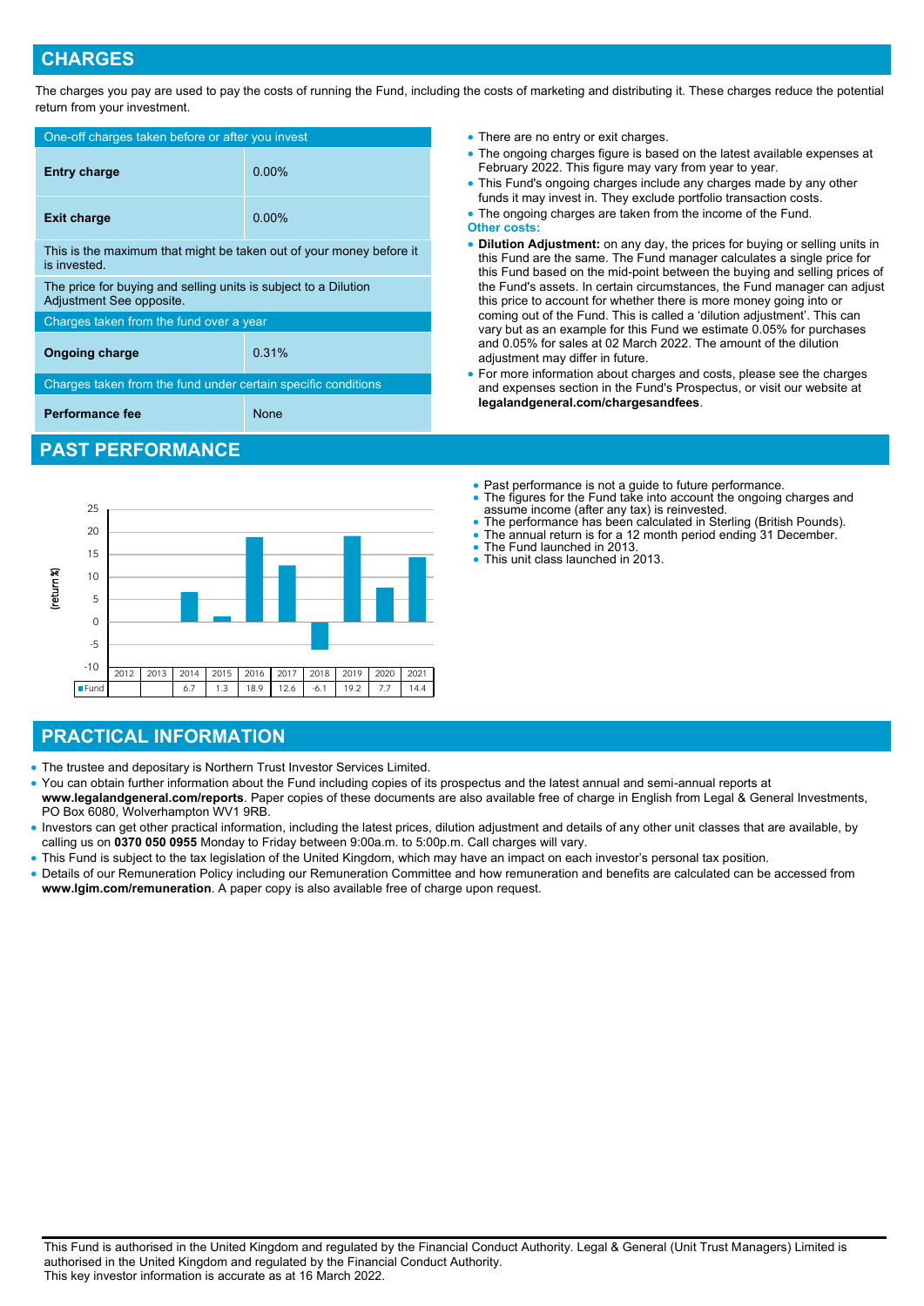## CHARGES

The charges you pay are used to pay the costs of running the Fund, including the costs of marketing and distributing it. These charges reduce the potential return from your investment.

| One-off charges taken before or after you invest | |
|---|---|
| **Entry charge** | 0.00% |
| **Exit charge** | 0.00% |
| This is the maximum that might be taken out of your money before it is invested. | |
| The price for buying and selling units is subject to a Dilution Adjustment See opposite. | |
| Charges taken from the fund over a year | |
| **Ongoing charge** | 0.31% |
| Charges taken from the fund under certain specific conditions | |
| **Performance fee** | None |

- There are no entry or exit charges.
- The ongoing charges figure is based on the latest available expenses at February 2022. This figure may vary from year to year.
- This Fund's ongoing charges include any charges made by any other funds it may invest in. They exclude portfolio transaction costs.
- The ongoing charges are taken from the income of the Fund.

**Other costs:**

- **Dilution Adjustment:** on any day, the prices for buying or selling units in this Fund are the same. The Fund manager calculates a single price for this Fund based on the mid-point between the buying and selling prices of the Fund's assets. In certain circumstances, the Fund manager can adjust this price to account for whether there is more money going into or coming out of the Fund. This is called a 'dilution adjustment'. This can vary but as an example for this Fund we estimate 0.05% for purchases and 0.05% for sales at 02 March 2022. The amount of the dilution adjustment may differ in future.
- For more information about charges and costs, please see the charges and expenses section in the Fund's Prospectus, or visit our website at **legalandgeneral.com/chargesandfees**.

## PAST PERFORMANCE

(return %)

25
20
15
10
5
0
-5
-10

2012 2013 2014 2015 2016 2017 2018 2019 2020 2021

Fund: 6.7 1.3 18.9 12.6 -6.1 19.2 7.7 14.4

- Past performance is not a guide to future performance.
- The figures for the Fund take into account the ongoing charges and assume income (after any tax) is reinvested.
- The performance has been calculated in Sterling (British Pounds).
- The annual return is for a 12 month period ending 31 December.
- The Fund launched in 2013.
- This unit class launched in 2013.

## PRACTICAL INFORMATION

- The trustee and depositary is Northern Trust Investor Services Limited.
- You can obtain further information about the Fund including copies of its prospectus and the latest annual and semi-annual reports at **www.legalandgeneral.com/reports**. Paper copies of these documents are also available free of charge in English from Legal & General Investments, PO Box 6080, Wolverhampton WV1 9RB.
- Investors can get other practical information, including the latest prices, dilution adjustment and details of any other unit classes that are available, by calling us on **0370 050 0955** Monday to Friday between 9:00a.m. to 5:00p.m. Call charges will vary.
- This Fund is subject to the tax legislation of the United Kingdom, which may have an impact on each investor's personal tax position.
- Details of our Remuneration Policy including our Remuneration Committee and how remuneration and benefits are calculated can be accessed from **www.lgim.com/remuneration**. A paper copy is also available free of charge upon request.

This Fund is authorised in the United Kingdom and regulated by the Financial Conduct Authority. Legal & General (Unit Trust Managers) Limited is authorised in the United Kingdom and regulated by the Financial Conduct Authority.
This key investor information is accurate as at 16 March 2022.